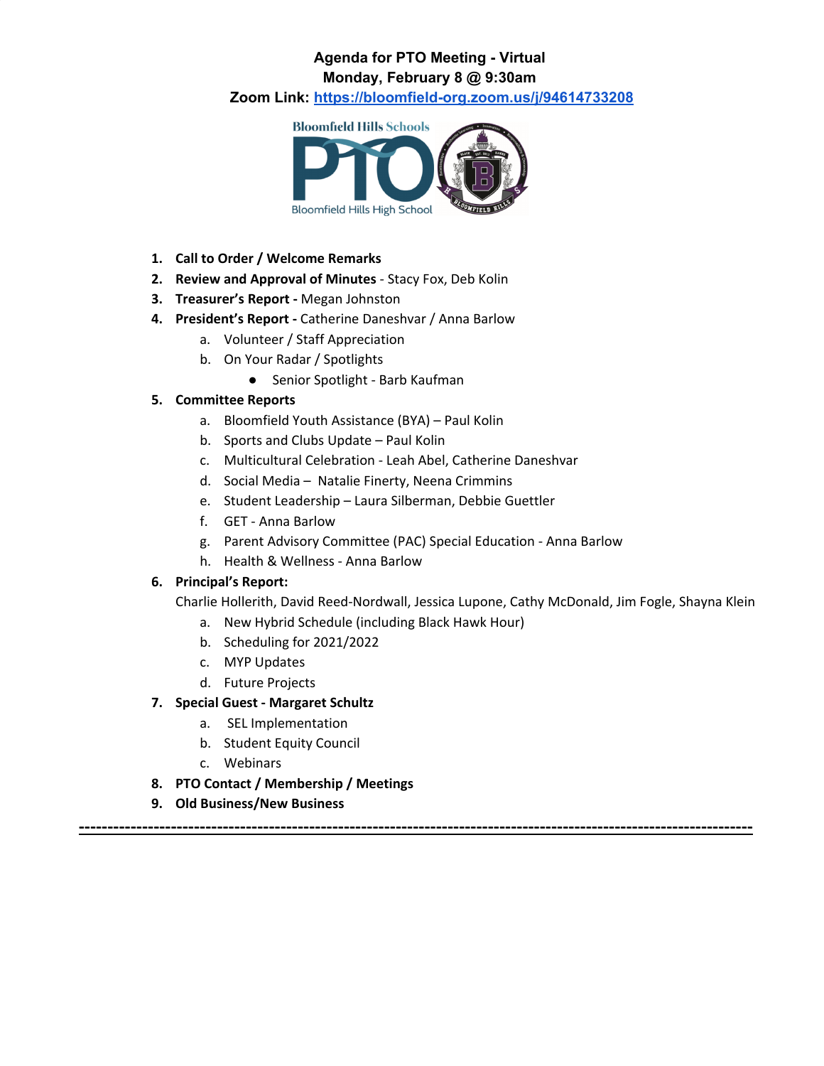# Agenda for PTO Meeting - Virtual

**Monday, February 8 @ 9:30am**

**Zoom Link: [https://bloomfield-org.zoom.us/j/94614733208](https://bloomfield-org.zoom.us/j/94614733208)**

1. **Call to Order / Welcome Remarks**
2. **Review and Approval of Minutes** - Stacy Fox, Deb Kolin
3. **Treasurer's Report -** Megan Johnston
4. **President's Report -** Catherine Daneshvar / Anna Barlow
   a. Volunteer / Staff Appreciation
   b. On Your Radar / Spotlights
      - Senior Spotlight - Barb Kaufman
5. **Committee Reports**
   a. Bloomfield Youth Assistance (BYA) – Paul Kolin
   b. Sports and Clubs Update – Paul Kolin
   c. Multicultural Celebration - Leah Abel, Catherine Daneshvar
   d. Social Media – Natalie Finerty, Neena Crimmins
   e. Student Leadership – Laura Silberman, Debbie Guettler
   f. GET - Anna Barlow
   g. Parent Advisory Committee (PAC) Special Education - Anna Barlow
   h. Health & Wellness - Anna Barlow
6. **Principal's Report:**
   Charlie Hollerith, David Reed-Nordwall, Jessica Lupone, Cathy McDonald, Jim Fogle, Shayna Klein
   a. New Hybrid Schedule (including Black Hawk Hour)
   b. Scheduling for 2021/2022
   c. MYP Updates
   d. Future Projects
7. **Special Guest - Margaret Schultz**
   a. SEL Implementation
   b. Student Equity Council
   c. Webinars
8. **PTO Contact / Membership / Meetings**
9. **Old Business/New Business**

---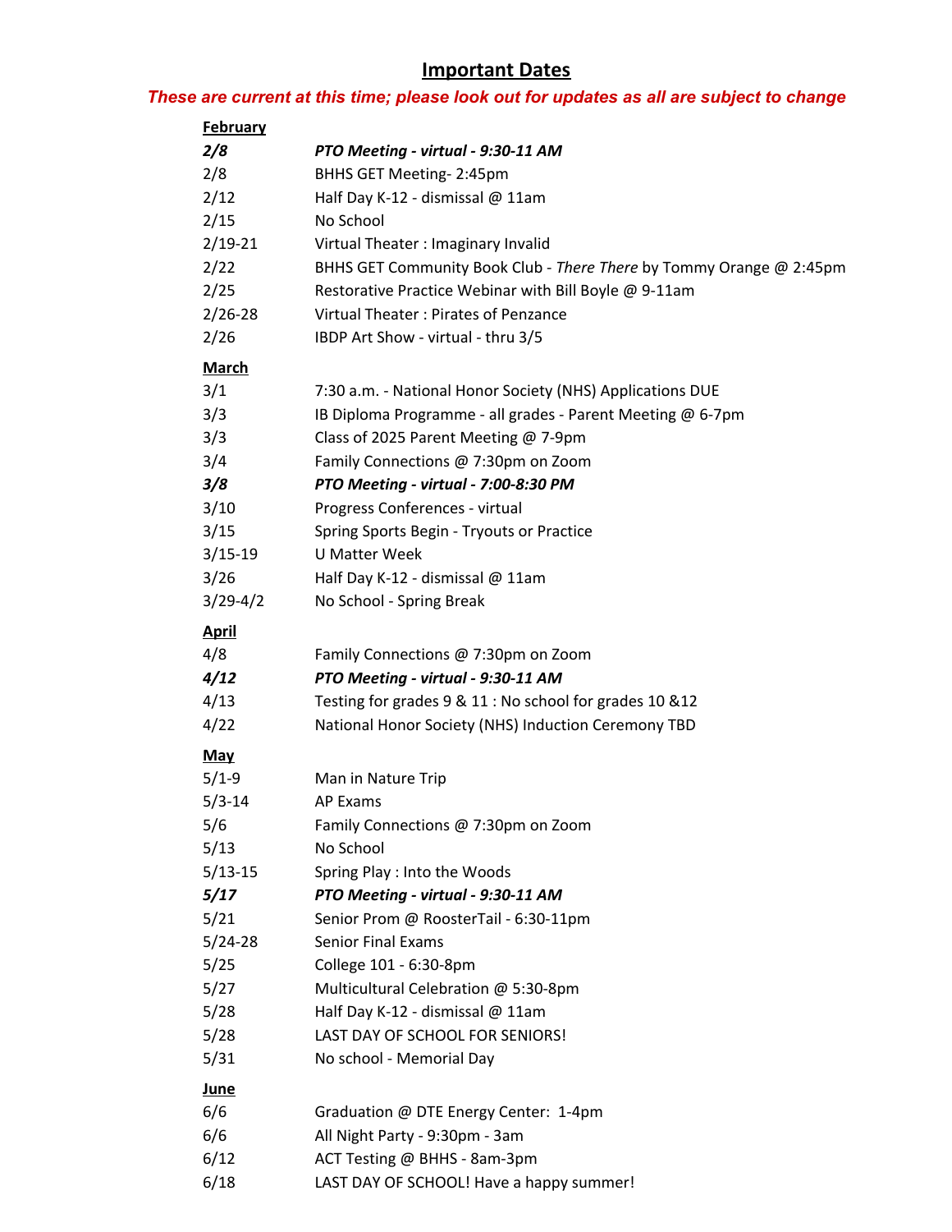# Important Dates

***These are current at this time; please look out for updates as all are subject to change***

**February**

| | |
|---|---|
| ***2/8*** | ***PTO Meeting - virtual - 9:30-11 AM*** |
| 2/8 | BHHS GET Meeting- 2:45pm |
| 2/12 | Half Day K-12 - dismissal @ 11am |
| 2/15 | No School |
| 2/19-21 | Virtual Theater : Imaginary Invalid |
| 2/22 | BHHS GET Community Book Club - *There There* by Tommy Orange @ 2:45pm |
| 2/25 | Restorative Practice Webinar with Bill Boyle @ 9-11am |
| 2/26-28 | Virtual Theater : Pirates of Penzance |
| 2/26 | IBDP Art Show - virtual - thru 3/5 |

**March**

| | |
|---|---|
| 3/1 | 7:30 a.m. - National Honor Society (NHS) Applications DUE |
| 3/3 | IB Diploma Programme - all grades - Parent Meeting @ 6-7pm |
| 3/3 | Class of 2025 Parent Meeting @ 7-9pm |
| 3/4 | Family Connections @ 7:30pm on Zoom |
| ***3/8*** | ***PTO Meeting - virtual - 7:00-8:30 PM*** |
| 3/10 | Progress Conferences - virtual |
| 3/15 | Spring Sports Begin - Tryouts or Practice |
| 3/15-19 | U Matter Week |
| 3/26 | Half Day K-12 - dismissal @ 11am |
| 3/29-4/2 | No School - Spring Break |

**April**

| | |
|---|---|
| 4/8 | Family Connections @ 7:30pm on Zoom |
| ***4/12*** | ***PTO Meeting - virtual - 9:30-11 AM*** |
| 4/13 | Testing for grades 9 & 11 : No school for grades 10 &12 |
| 4/22 | National Honor Society (NHS) Induction Ceremony TBD |

**May**

| | |
|---|---|
| 5/1-9 | Man in Nature Trip |
| 5/3-14 | AP Exams |
| 5/6 | Family Connections @ 7:30pm on Zoom |
| 5/13 | No School |
| 5/13-15 | Spring Play : Into the Woods |
| ***5/17*** | ***PTO Meeting - virtual - 9:30-11 AM*** |
| 5/21 | Senior Prom @ RoosterTail - 6:30-11pm |
| 5/24-28 | Senior Final Exams |
| 5/25 | College 101 - 6:30-8pm |
| 5/27 | Multicultural Celebration @ 5:30-8pm |
| 5/28 | Half Day K-12 - dismissal @ 11am |
| 5/28 | LAST DAY OF SCHOOL FOR SENIORS! |
| 5/31 | No school - Memorial Day |

**June**

| | |
|---|---|
| 6/6 | Graduation @ DTE Energy Center: 1-4pm |
| 6/6 | All Night Party - 9:30pm - 3am |
| 6/12 | ACT Testing @ BHHS - 8am-3pm |
| 6/18 | LAST DAY OF SCHOOL! Have a happy summer! |